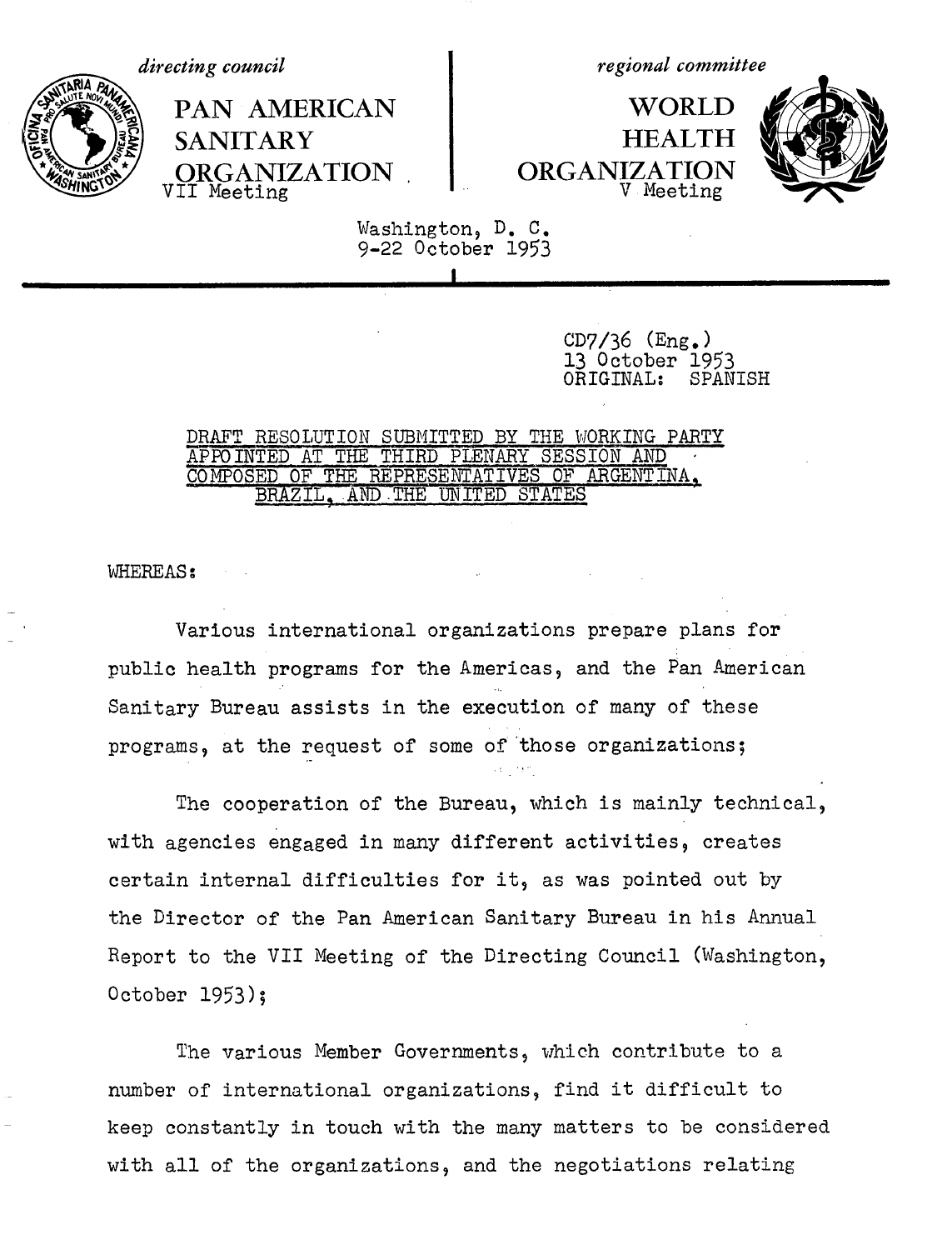*directing council*

PAN AMERICAN SANITARY ORGANIZATION
VII Meeting

*regional committee*

WORLD HEALTH ORGANIZATION
V Meeting

Washington, D. C.
9-22 October 1953

CD7/36 (Eng.)
13 October 1953
ORIGINAL: SPANISH

## DRAFT RESOLUTION SUBMITTED BY THE WORKING PARTY APPOINTED AT THE THIRD PLENARY SESSION AND COMPOSED OF THE REPRESENTATIVES OF ARGENTINA, BRAZIL, AND THE UNITED STATES

WHEREAS:

Various international organizations prepare plans for public health programs for the Americas, and the Pan American Sanitary Bureau assists in the execution of many of these programs, at the request of some of those organizations;

The cooperation of the Bureau, which is mainly technical, with agencies engaged in many different activities, creates certain internal difficulties for it, as was pointed out by the Director of the Pan American Sanitary Bureau in his Annual Report to the VII Meeting of the Directing Council (Washington, October 1953);

The various Member Governments, which contribute to a number of international organizations, find it difficult to keep constantly in touch with the many matters to be considered with all of the organizations, and the negotiations relating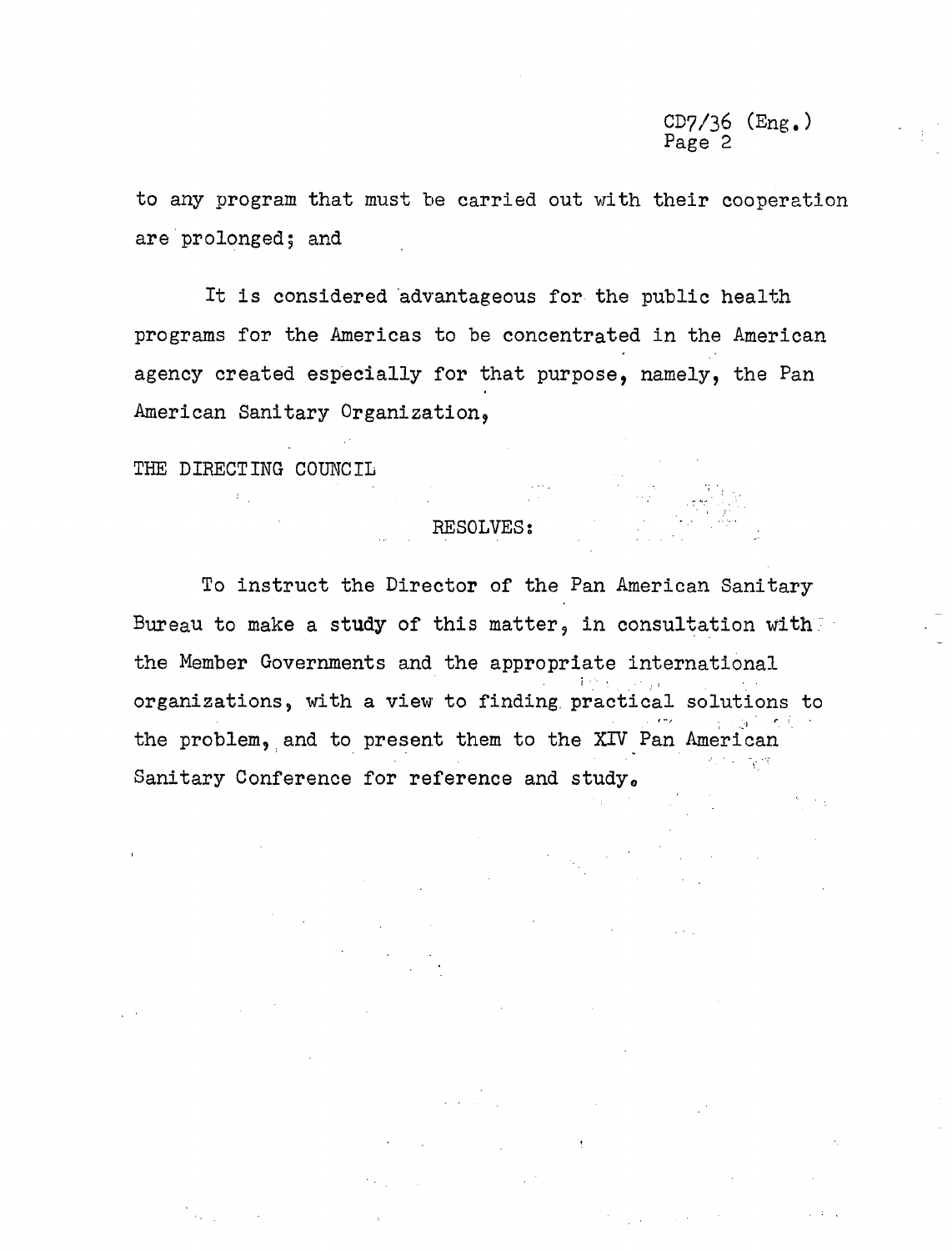to any program that must be carried out with their cooperation are prolonged; and

It is considered advantageous for the public health programs for the Americas to be concentrated in the American agency created especially for that purpose, namely, the Pan American Sanitary Organization,

THE DIRECTING COUNCIL

RESOLVES:

To instruct the Director of the Pan American Sanitary Bureau to make a study of this matter, in consultation with the Member Governments and the appropriate international organizations, with a view to finding practical solutions to the problem, and to present them to the XIV Pan American Sanitary Conference for reference and study.